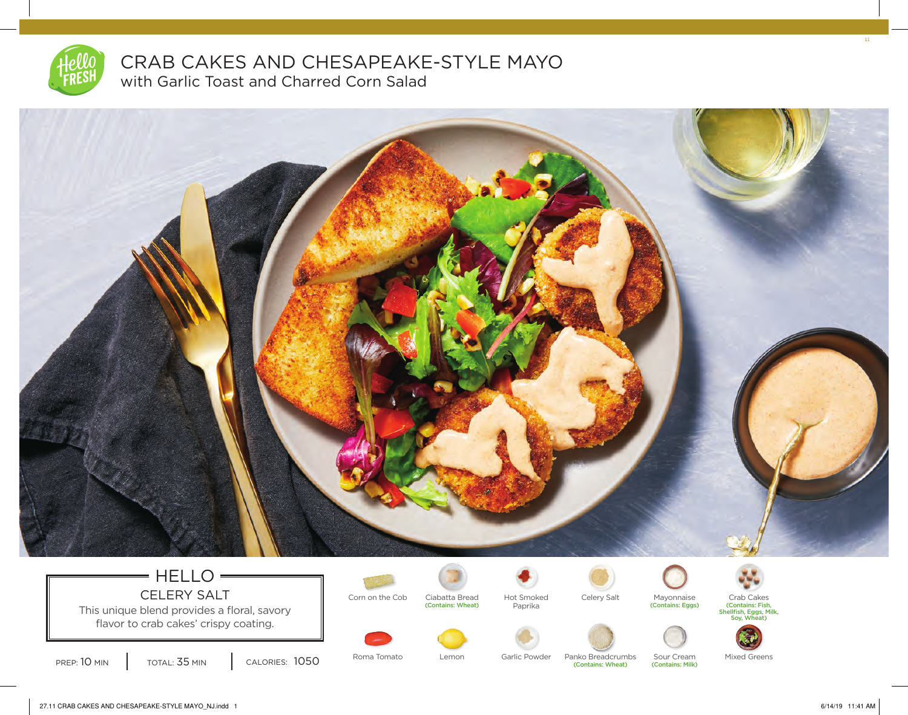# CRAB CAKES AND CHESAPEAKE-STYLE MAYO

## with Garlic Toast and Charred Corn Salad

### HELLO

CELERY SALT

This unique blend provides a floral, savory flavor to crab cakes' crispy coating.

PREP: 10 MIN | TOTAL: 35 MIN | CALORIES: 1050

- Corn on the Cob
- Ciabatta Bread (Contains: Wheat)
- Hot Smoked Paprika
- Celery Salt
- Mayonnaise (Contains: Eggs)
- Crab Cakes (Contains: Fish, Shellfish, Eggs, Milk, Soy, Wheat)
- Roma Tomato
- Lemon
- Garlic Powder
- Panko Breadcrumbs (Contains: Wheat)
- Sour Cream (Contains: Milk)
- Mixed Greens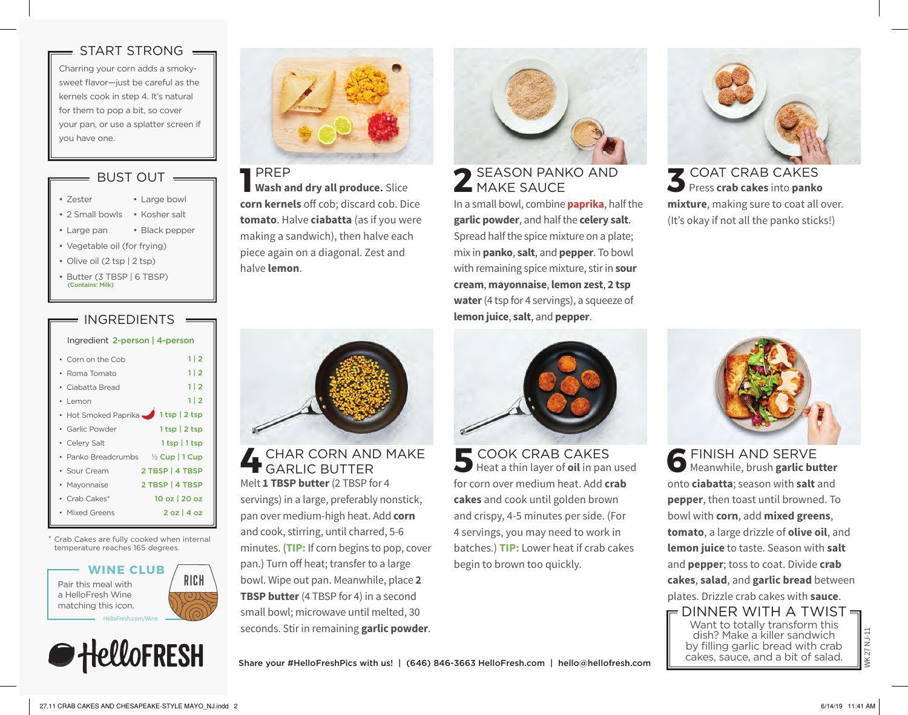## START STRONG

Charring your corn adds a smoky-sweet flavor—just be careful as the kernels cook in step 4. It's natural for them to pop a bit, so cover your pan, or use a splatter screen if you have one.

## BUST OUT

- Zester
- Large bowl
- 2 Small bowls
- Kosher salt
- Large pan
- Black pepper
- Vegetable oil (for frying)
- Olive oil (2 tsp | 2 tsp)
- Butter (3 TBSP | 6 TBSP) (Contains: Milk)

## INGREDIENTS

| Ingredient | 2-person \| 4-person |
|---|---|
| Corn on the Cob | 1 \| 2 |
| Roma Tomato | 1 \| 2 |
| Ciabatta Bread | 1 \| 2 |
| Lemon | 1 \| 2 |
| Hot Smoked Paprika | 1 tsp \| 2 tsp |
| Garlic Powder | 1 tsp \| 2 tsp |
| Celery Salt | 1 tsp \| 1 tsp |
| Panko Breadcrumbs | ½ Cup \| 1 Cup |
| Sour Cream | 2 TBSP \| 4 TBSP |
| Mayonnaise | 2 TBSP \| 4 TBSP |
| Crab Cakes* | 10 oz \| 20 oz |
| Mixed Greens | 2 oz \| 4 oz |

\* Crab Cakes are fully cooked when internal temperature reaches 165 degrees.

## WINE CLUB

Pair this meal with a HelloFresh Wine matching this icon.

RICH

HelloFresh.com/Wine

HelloFRESH

## 1 PREP

**Wash and dry all produce.** Slice **corn kernels** off cob; discard cob. Dice **tomato**. Halve **ciabatta** (as if you were making a sandwich), then halve each piece again on a diagonal. Zest and halve **lemon**.

## 2 SEASON PANKO AND MAKE SAUCE

In a small bowl, combine **paprika**, half the **garlic powder**, and half the **celery salt**. Spread half the spice mixture on a plate; mix in **panko**, **salt**, and **pepper**. To bowl with remaining spice mixture, stir in **sour cream**, **mayonnaise**, **lemon zest**, **2 tsp water** (4 tsp for 4 servings), a squeeze of **lemon juice**, **salt**, and **pepper**.

## 3 COAT CRAB CAKES

Press **crab cakes** into **panko mixture**, making sure to coat all over. (It's okay if not all the panko sticks!)

## 4 CHAR CORN AND MAKE GARLIC BUTTER

Melt **1 TBSP butter** (2 TBSP for 4 servings) in a large, preferably nonstick, pan over medium-high heat. Add **corn** and cook, stirring, until charred, 5-6 minutes. (**TIP:** If corn begins to pop, cover pan.) Turn off heat; transfer to a large bowl. Wipe out pan. Meanwhile, place **2 TBSP butter** (4 TBSP for 4) in a second small bowl; microwave until melted, 30 seconds. Stir in remaining **garlic powder**.

## 5 COOK CRAB CAKES

Heat a thin layer of **oil** in pan used for corn over medium heat. Add **crab cakes** and cook until golden brown and crispy, 4-5 minutes per side. (For 4 servings, you may need to work in batches.) **TIP:** Lower heat if crab cakes begin to brown too quickly.

## 6 FINISH AND SERVE

Meanwhile, brush **garlic butter** onto **ciabatta**; season with **salt** and **pepper**, then toast until browned. To bowl with **corn**, add **mixed greens**, **tomato**, a large drizzle of **olive oil**, and **lemon juice** to taste. Season with **salt** and **pepper**; toss to coat. Divide **crab cakes**, **salad**, and **garlic bread** between plates. Drizzle crab cakes with **sauce**.

## DINNER WITH A TWIST

Want to totally transform this dish? Make a killer sandwich by filling garlic bread with crab cakes, sauce, and a bit of salad.

WK 27 NJ-11

Share your #HelloFreshPics with us! | (646) 846-3663 HelloFresh.com | hello@hellofresh.com